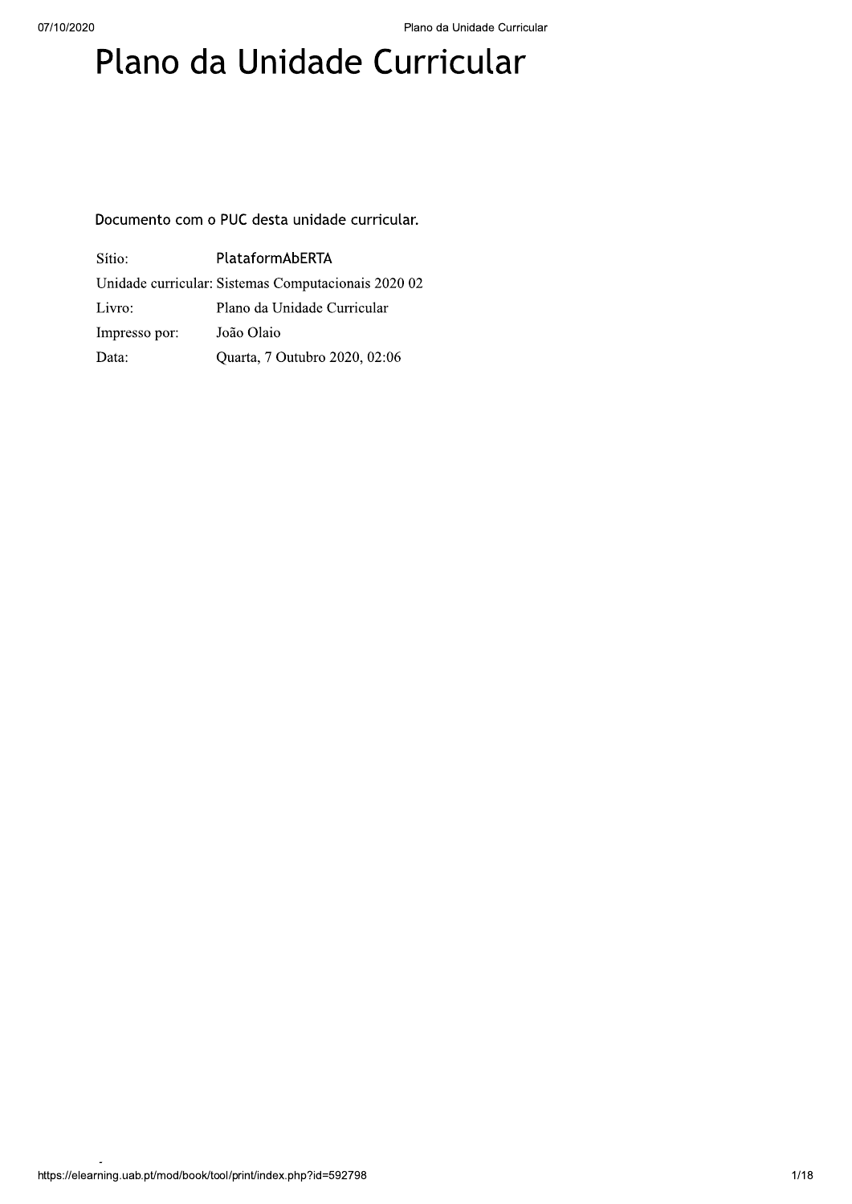# Plano da Unidade Curricular

Documento com o PUC desta unidade curricular.

| | |
|---|---|
| Sítio: | PlataformAbERTA |
| Unidade curricular: | Sistemas Computacionais 2020 02 |
| Livro: | Plano da Unidade Curricular |
| Impresso por: | João Olaio |
| Data: | Quarta, 7 Outubro 2020, 02:06 |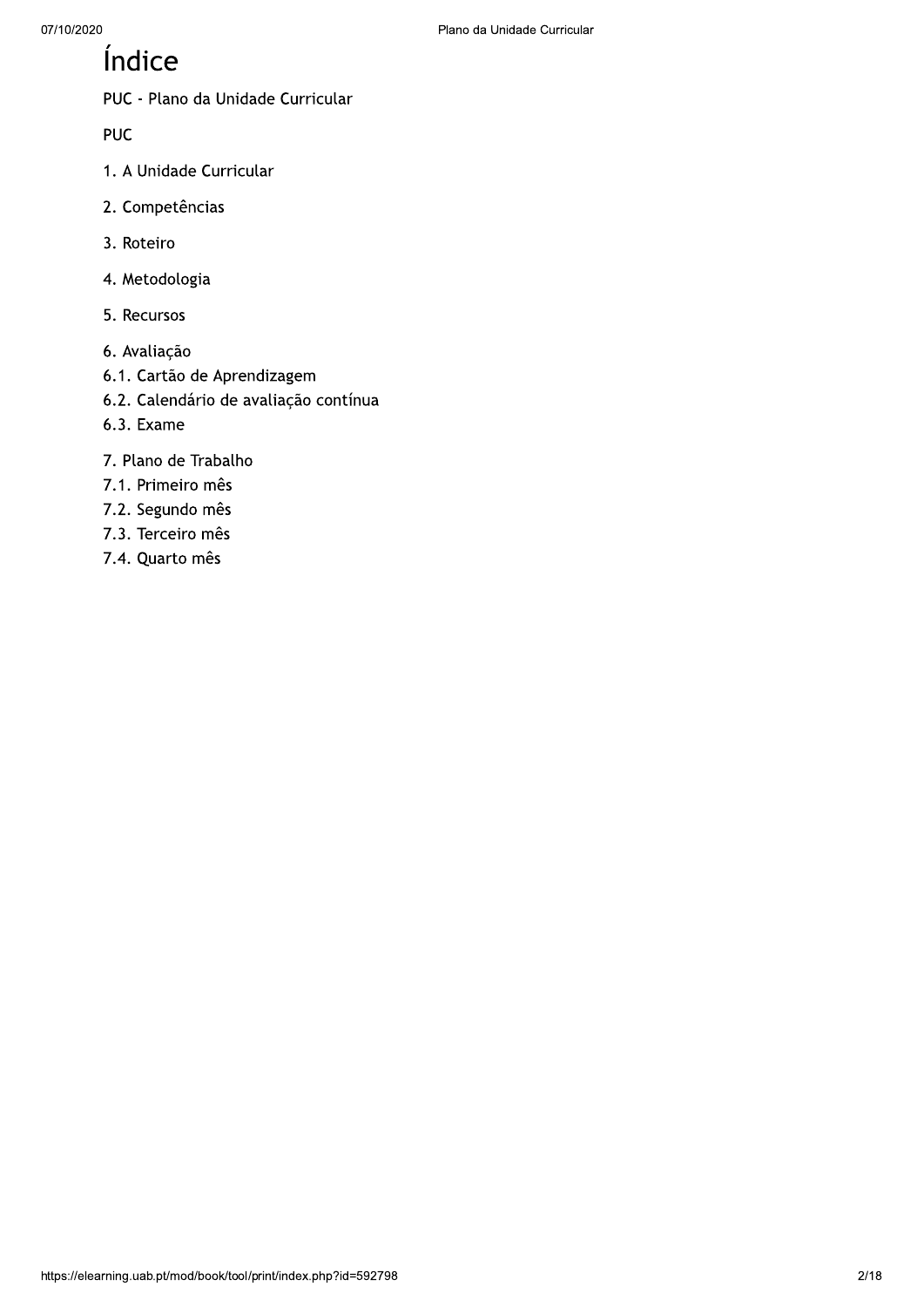# Índice

PUC - Plano da Unidade Curricular

PUC

1. A Unidade Curricular

2. Competências

3. Roteiro

4. Metodologia

5. Recursos

6. Avaliação
6.1. Cartão de Aprendizagem
6.2. Calendário de avaliação contínua
6.3. Exame

7. Plano de Trabalho
7.1. Primeiro mês
7.2. Segundo mês
7.3. Terceiro mês
7.4. Quarto mês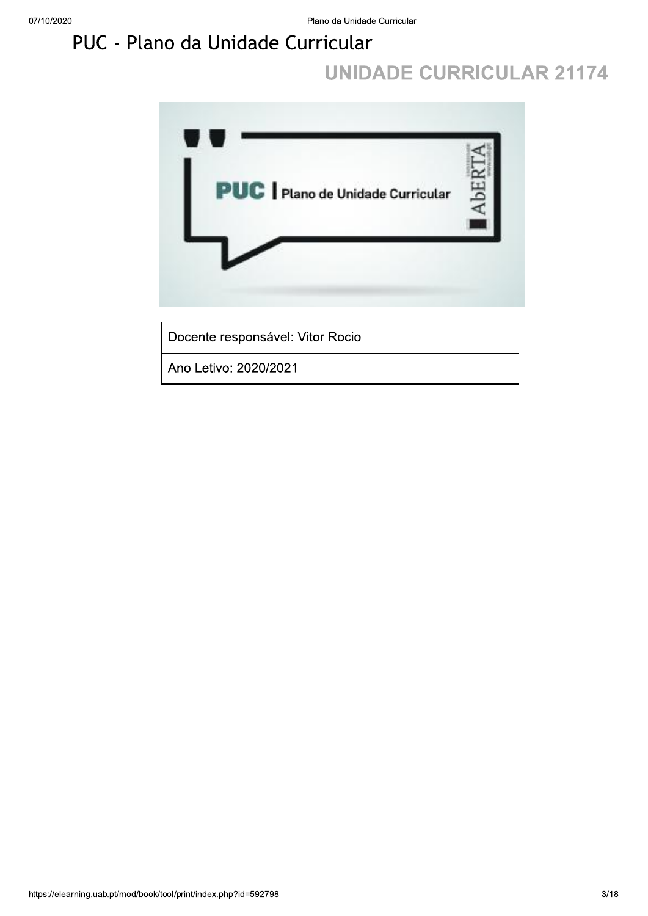# PUC - Plano da Unidade Curricular

## UNIDADE CURRICULAR 21174

| Docente responsável: Vitor Rocio |
| --- |
| Ano Letivo: 2020/2021 |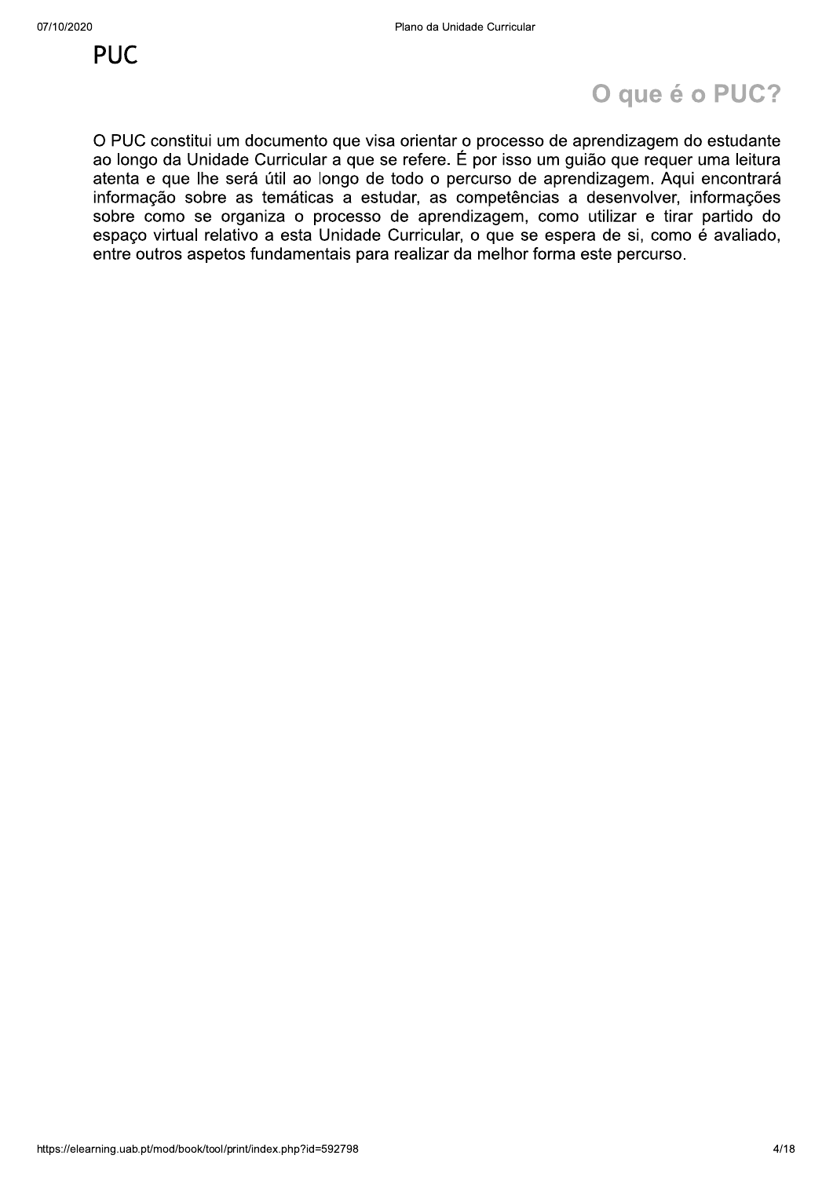# PUC

## O que é o PUC?

O PUC constitui um documento que visa orientar o processo de aprendizagem do estudante ao longo da Unidade Curricular a que se refere. É por isso um guião que requer uma leitura atenta e que lhe será útil ao longo de todo o percurso de aprendizagem. Aqui encontrará informação sobre as temáticas a estudar, as competências a desenvolver, informações sobre como se organiza o processo de aprendizagem, como utilizar e tirar partido do espaço virtual relativo a esta Unidade Curricular, o que se espera de si, como é avaliado, entre outros aspetos fundamentais para realizar da melhor forma este percurso.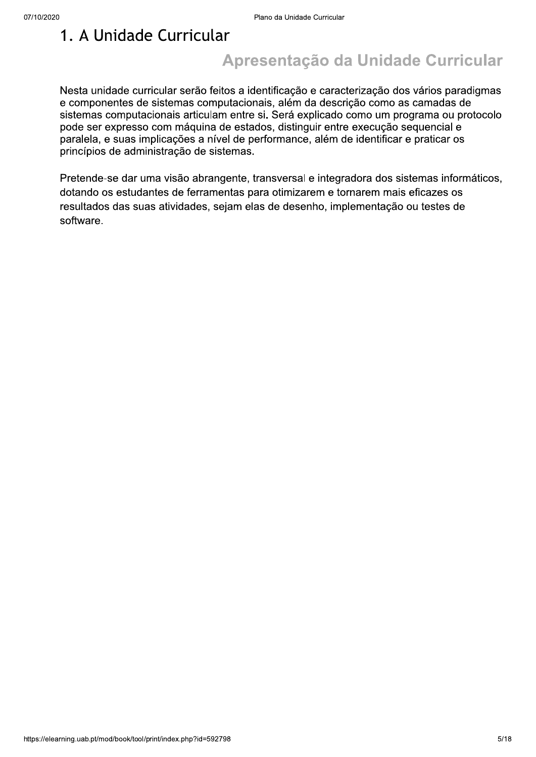# 1. A Unidade Curricular

## Apresentação da Unidade Curricular

Nesta unidade curricular serão feitos a identificação e caracterização dos vários paradigmas e componentes de sistemas computacionais, além da descrição como as camadas de sistemas computacionais articulam entre si. Será explicado como um programa ou protocolo pode ser expresso com máquina de estados, distinguir entre execução sequencial e paralela, e suas implicações a nível de performance, além de identificar e praticar os princípios de administração de sistemas.

Pretende-se dar uma visão abrangente, transversal e integradora dos sistemas informáticos, dotando os estudantes de ferramentas para otimizarem e tornarem mais eficazes os resultados das suas atividades, sejam elas de desenho, implementação ou testes de software.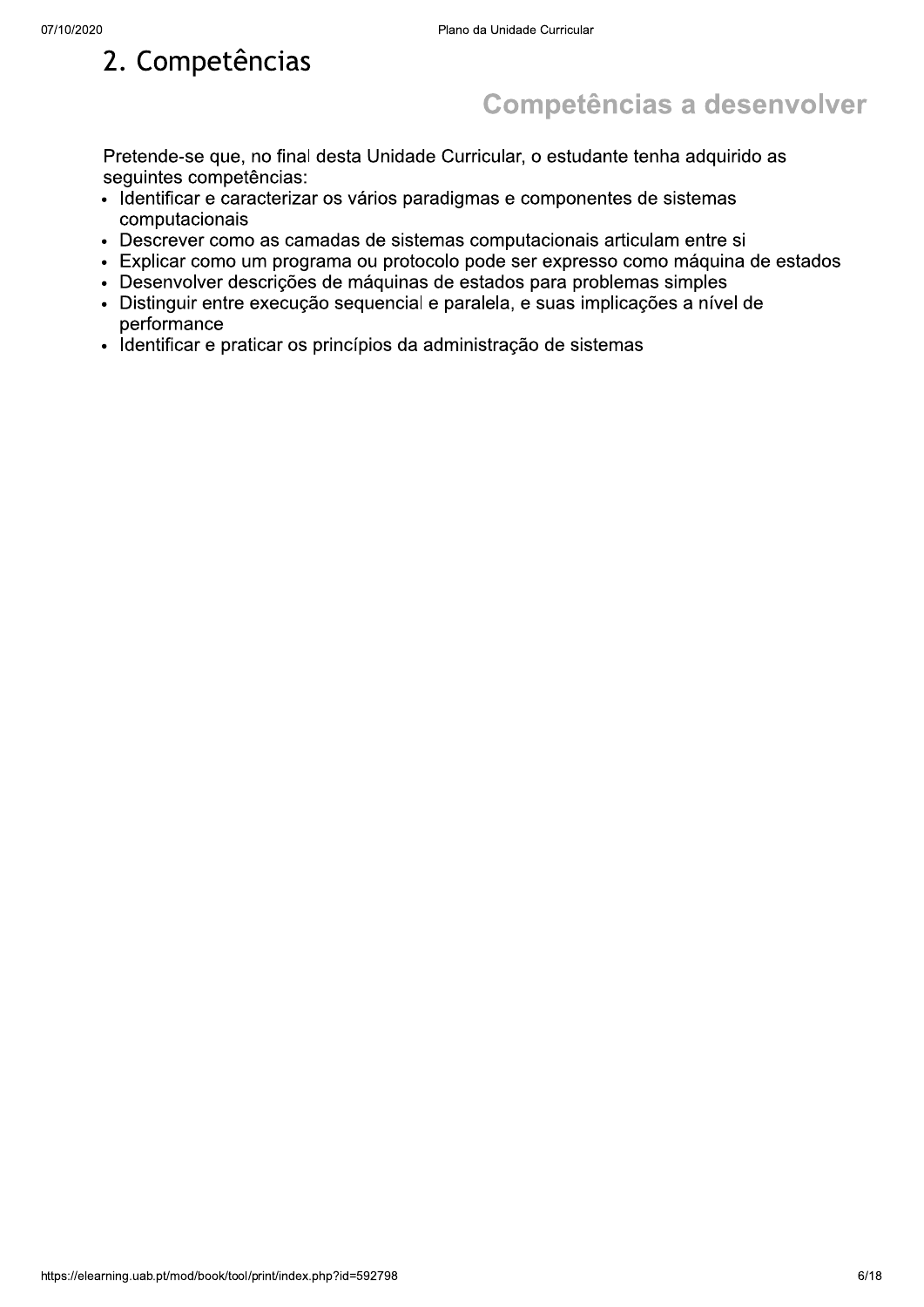# 2. Competências

## Competências a desenvolver

Pretende-se que, no final desta Unidade Curricular, o estudante tenha adquirido as seguintes competências:

- Identificar e caracterizar os vários paradigmas e componentes de sistemas computacionais
- Descrever como as camadas de sistemas computacionais articulam entre si
- Explicar como um programa ou protocolo pode ser expresso como máquina de estados
- Desenvolver descrições de máquinas de estados para problemas simples
- Distinguir entre execução sequencial e paralela, e suas implicações a nível de performance
- Identificar e praticar os princípios da administração de sistemas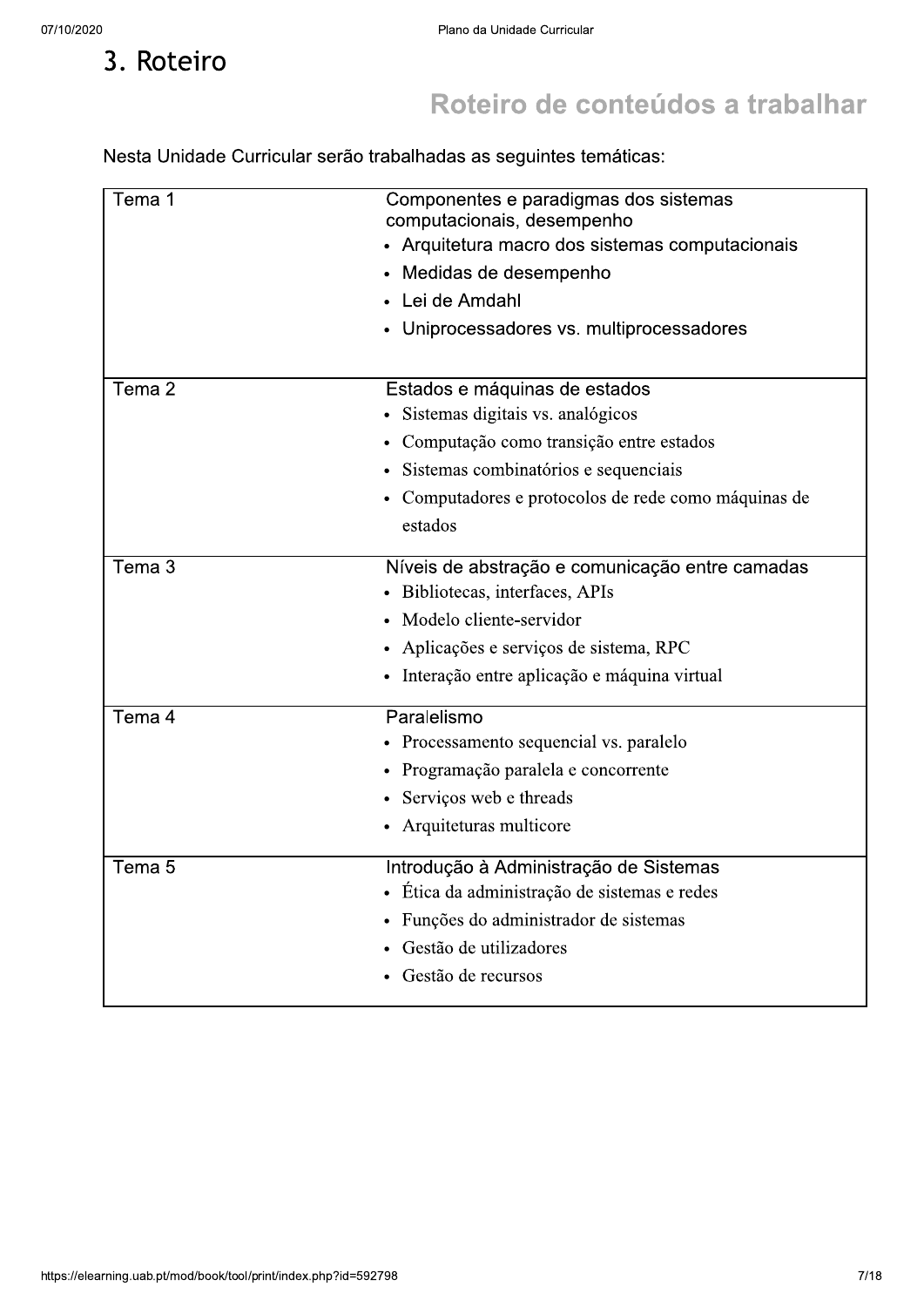# 3. Roteiro

## Roteiro de conteúdos a trabalhar

Nesta Unidade Curricular serão trabalhadas as seguintes temáticas:

| Tema | Conteúdos |
|---|---|
| Tema 1 | Componentes e paradigmas dos sistemas computacionais, desempenho<br>• Arquitetura macro dos sistemas computacionais<br>• Medidas de desempenho<br>• Lei de Amdahl<br>• Uniprocessadores vs. multiprocessadores |
| Tema 2 | Estados e máquinas de estados<br>• Sistemas digitais vs. analógicos<br>• Computação como transição entre estados<br>• Sistemas combinatórios e sequenciais<br>• Computadores e protocolos de rede como máquinas de estados |
| Tema 3 | Níveis de abstração e comunicação entre camadas<br>• Bibliotecas, interfaces, APIs<br>• Modelo cliente-servidor<br>• Aplicações e serviços de sistema, RPC<br>• Interação entre aplicação e máquina virtual |
| Tema 4 | Paralelismo<br>• Processamento sequencial vs. paralelo<br>• Programação paralela e concorrente<br>• Serviços web e threads<br>• Arquiteturas multicore |
| Tema 5 | Introdução à Administração de Sistemas<br>• Ética da administração de sistemas e redes<br>• Funções do administrador de sistemas<br>• Gestão de utilizadores<br>• Gestão de recursos |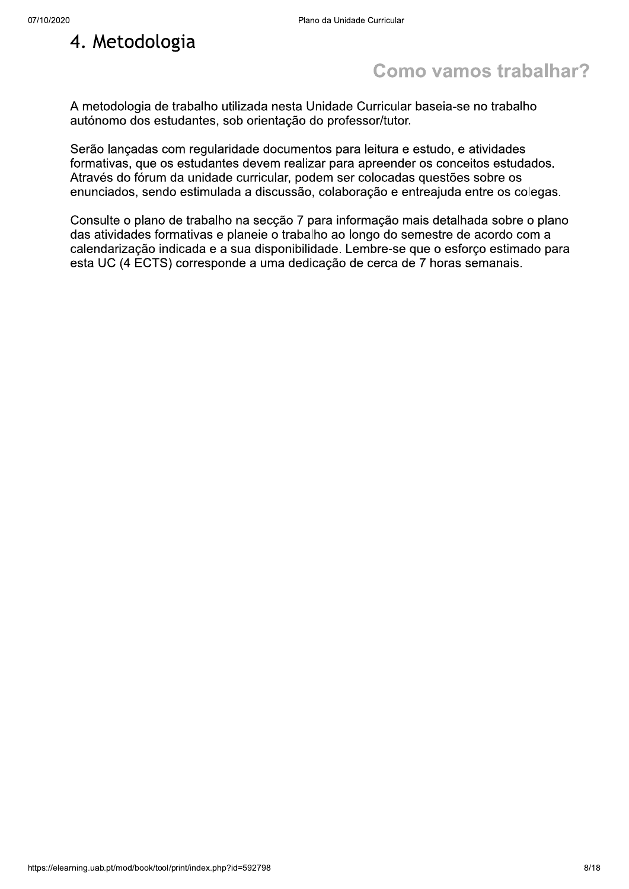# 4. Metodologia

## Como vamos trabalhar?

A metodologia de trabalho utilizada nesta Unidade Curricular baseia-se no trabalho autónomo dos estudantes, sob orientação do professor/tutor.

Serão lançadas com regularidade documentos para leitura e estudo, e atividades formativas, que os estudantes devem realizar para apreender os conceitos estudados. Através do fórum da unidade curricular, podem ser colocadas questões sobre os enunciados, sendo estimulada a discussão, colaboração e entreajuda entre os colegas.

Consulte o plano de trabalho na secção 7 para informação mais detalhada sobre o plano das atividades formativas e planeie o trabalho ao longo do semestre de acordo com a calendarização indicada e a sua disponibilidade. Lembre-se que o esforço estimado para esta UC (4 ECTS) corresponde a uma dedicação de cerca de 7 horas semanais.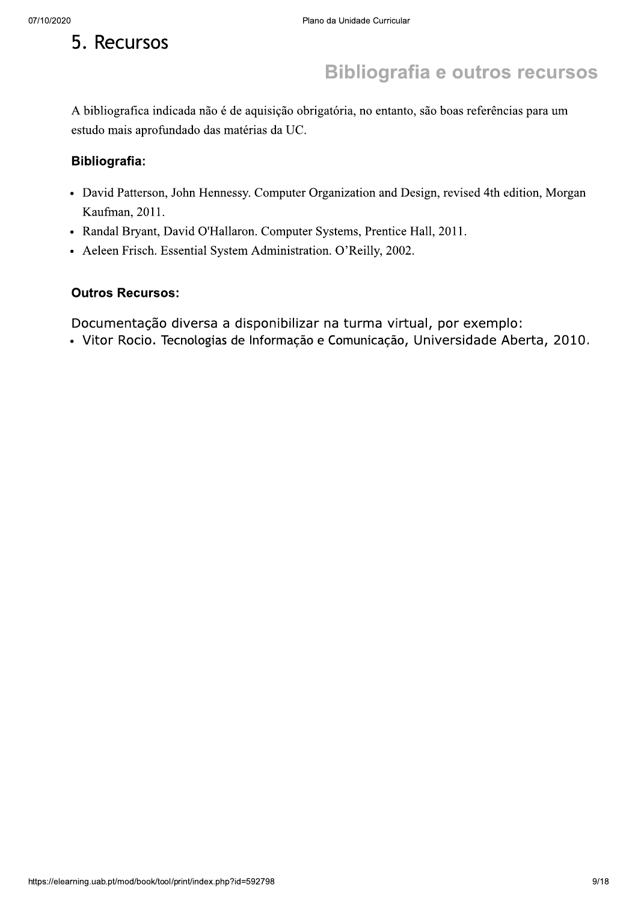# 5. Recursos

## Bibliografia e outros recursos

A bibliografica indicada não é de aquisição obrigatória, no entanto, são boas referências para um estudo mais aprofundado das matérias da UC.

### Bibliografia:

- David Patterson, John Hennessy. Computer Organization and Design, revised 4th edition, Morgan Kaufman, 2011.
- Randal Bryant, David O'Hallaron. Computer Systems, Prentice Hall, 2011.
- Aeleen Frisch. Essential System Administration. O'Reilly, 2002.

### Outros Recursos:

Documentação diversa a disponibilizar na turma virtual, por exemplo:

- Vitor Rocio. Tecnologias de Informação e Comunicação, Universidade Aberta, 2010.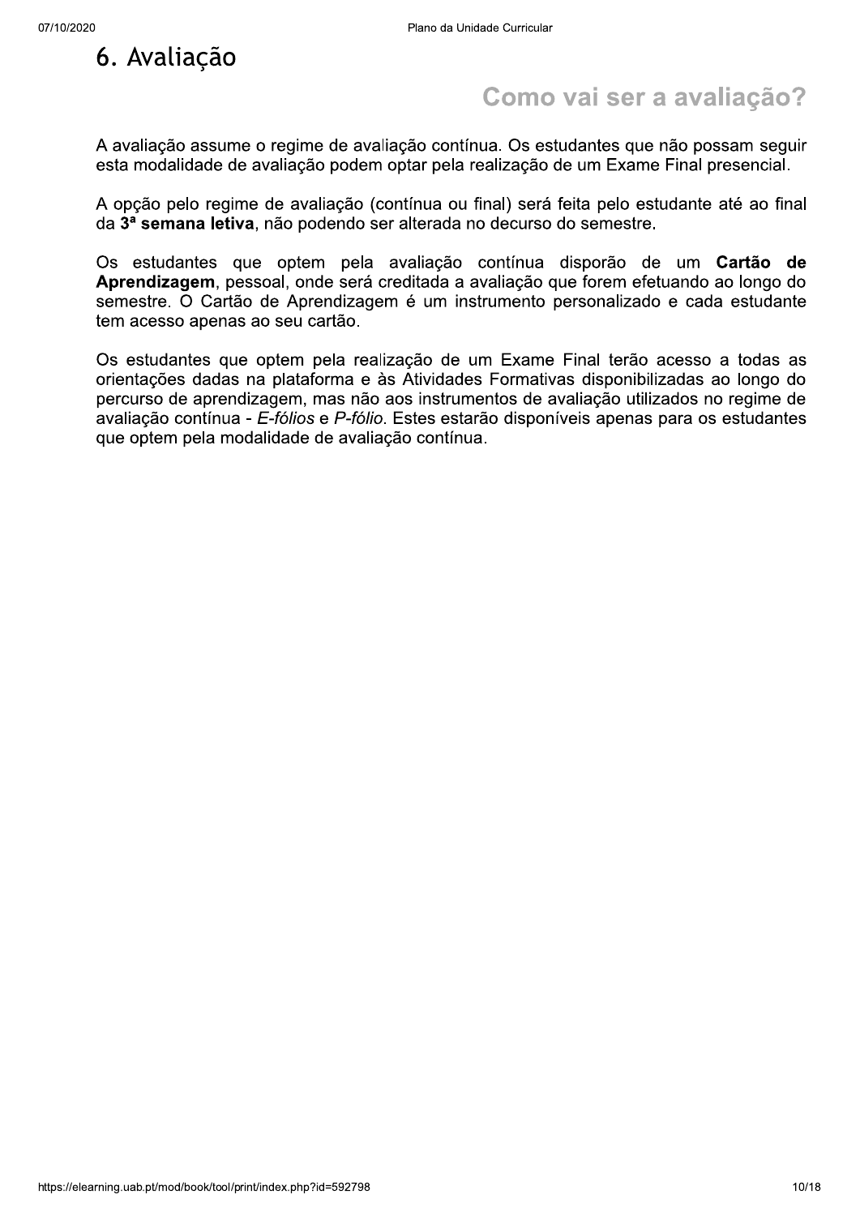# 6. Avaliação

## Como vai ser a avaliação?

A avaliação assume o regime de avaliação contínua. Os estudantes que não possam seguir esta modalidade de avaliação podem optar pela realização de um Exame Final presencial.

A opção pelo regime de avaliação (contínua ou final) será feita pelo estudante até ao final da **3ª semana letiva**, não podendo ser alterada no decurso do semestre.

Os estudantes que optem pela avaliação contínua disporão de um **Cartão de Aprendizagem**, pessoal, onde será creditada a avaliação que forem efetuando ao longo do semestre. O Cartão de Aprendizagem é um instrumento personalizado e cada estudante tem acesso apenas ao seu cartão.

Os estudantes que optem pela realização de um Exame Final terão acesso a todas as orientações dadas na plataforma e às Atividades Formativas disponibilizadas ao longo do percurso de aprendizagem, mas não aos instrumentos de avaliação utilizados no regime de avaliação contínua - *E-fólios* e *P-fólio*. Estes estarão disponíveis apenas para os estudantes que optem pela modalidade de avaliação contínua.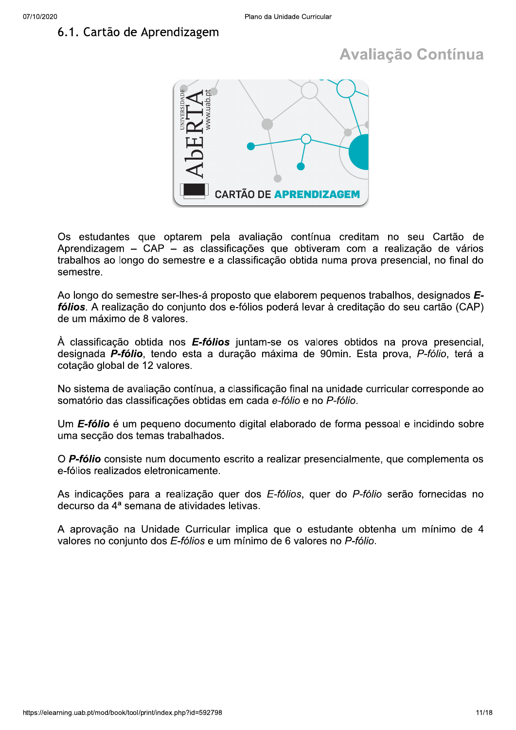## 6.1. Cartão de Aprendizagem

### Avaliação Contínua

Os estudantes que optarem pela avaliação contínua creditam no seu Cartão de Aprendizagem – CAP – as classificações que obtiveram com a realização de vários trabalhos ao longo do semestre e a classificação obtida numa prova presencial, no final do semestre.

Ao longo do semestre ser-lhes-á proposto que elaborem pequenos trabalhos, designados ***E-fólios***. A realização do conjunto dos e-fólios poderá levar à creditação do seu cartão (CAP) de um máximo de 8 valores.

À classificação obtida nos ***E-fólios*** juntam-se os valores obtidos na prova presencial, designada ***P-fólio***, tendo esta a duração máxima de 90min. Esta prova, *P-fólio*, terá a cotação global de 12 valores.

No sistema de avaliação contínua, a classificação final na unidade curricular corresponde ao somatório das classificações obtidas em cada *e-fólio* e no *P-fólio*.

Um ***E-fólio*** é um pequeno documento digital elaborado de forma pessoal e incidindo sobre uma secção dos temas trabalhados.

O ***P-fólio*** consiste num documento escrito a realizar presencialmente, que complementa os e-fólios realizados eletronicamente.

As indicações para a realização quer dos *E-fólios*, quer do *P-fólio* serão fornecidas no decurso da 4ª semana de atividades letivas.

A aprovação na Unidade Curricular implica que o estudante obtenha um mínimo de 4 valores no conjunto dos *E-fólios* e um mínimo de 6 valores no *P-fólio*.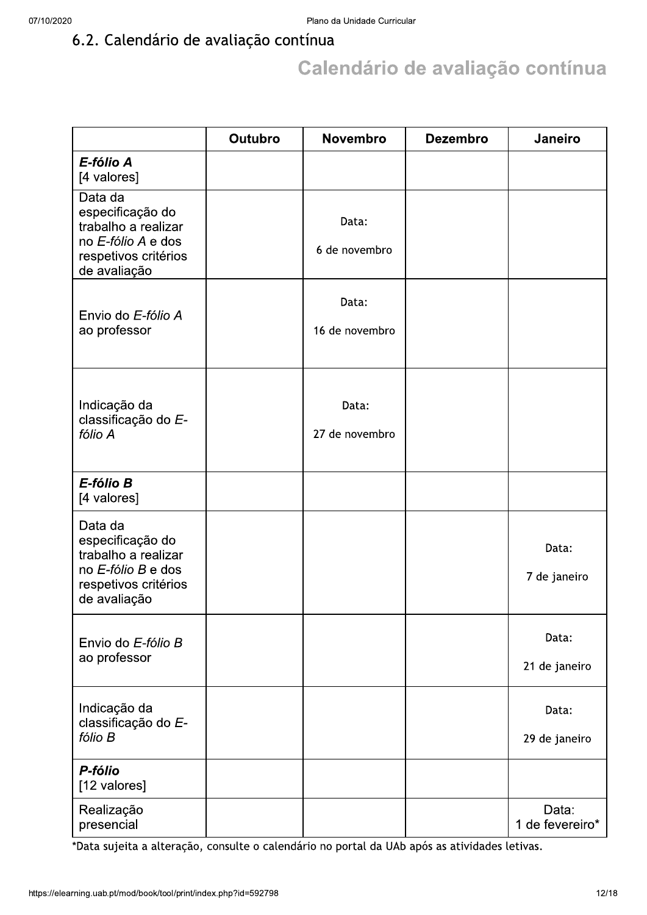## 6.2. Calendário de avaliação contínua

# Calendário de avaliação contínua

| | Outubro | Novembro | Dezembro | Janeiro |
|---|---|---|---|---|
| ***E-fólio A*** [4 valores] | | | | |
| Data da especificação do trabalho a realizar no *E-fólio A* e dos respetivos critérios de avaliação | | Data: 6 de novembro | | |
| Envio do *E-fólio A* ao professor | | Data: 16 de novembro | | |
| Indicação da classificação do *E-fólio A* | | Data: 27 de novembro | | |
| ***E-fólio B*** [4 valores] | | | | |
| Data da especificação do trabalho a realizar no *E-fólio B* e dos respetivos critérios de avaliação | | | | Data: 7 de janeiro |
| Envio do *E-fólio B* ao professor | | | | Data: 21 de janeiro |
| Indicação da classificação do *E-fólio B* | | | | Data: 29 de janeiro |
| ***P-fólio*** [12 valores] | | | | |
| Realização presencial | | | | Data: 1 de fevereiro* |

*Data sujeita a alteração, consulte o calendário no portal da UAb após as atividades letivas.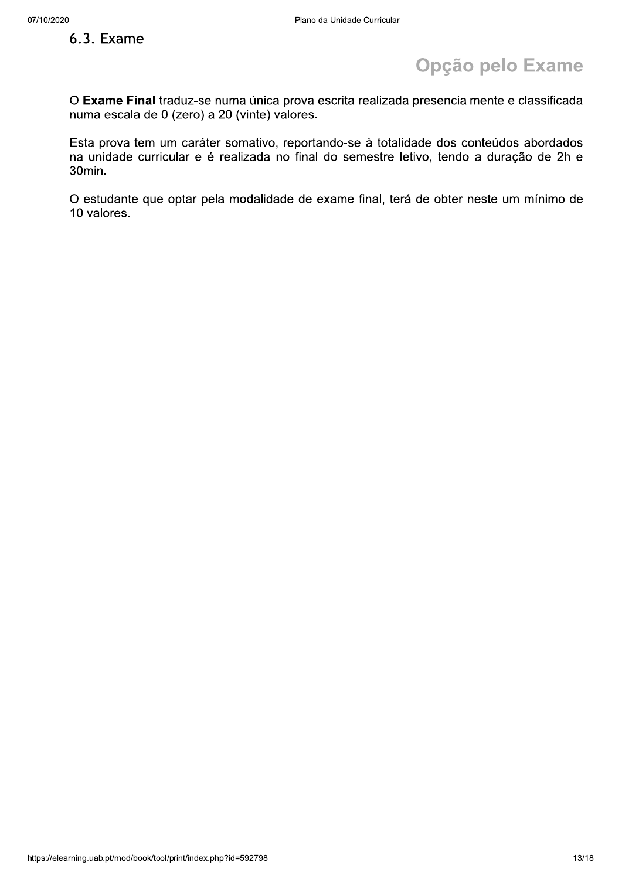## 6.3. Exame

### Opção pelo Exame

O **Exame Final** traduz-se numa única prova escrita realizada presencialmente e classificada numa escala de 0 (zero) a 20 (vinte) valores.

Esta prova tem um caráter somativo, reportando-se à totalidade dos conteúdos abordados na unidade curricular e é realizada no final do semestre letivo, tendo a duração de 2h e 30min.

O estudante que optar pela modalidade de exame final, terá de obter neste um mínimo de 10 valores.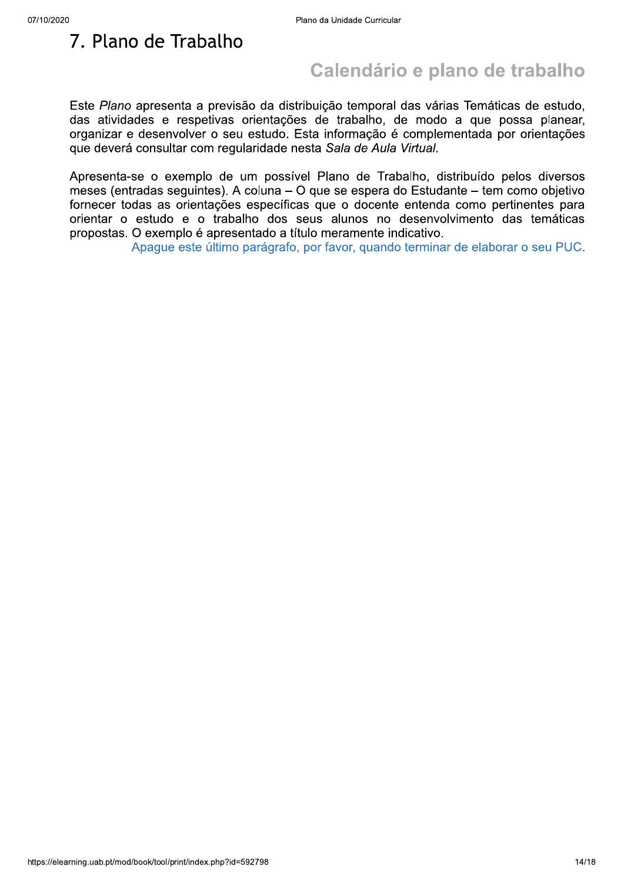# 7. Plano de Trabalho

## Calendário e plano de trabalho

Este *Plano* apresenta a previsão da distribuição temporal das várias Temáticas de estudo, das atividades e respetivas orientações de trabalho, de modo a que possa planear, organizar e desenvolver o seu estudo. Esta informação é complementada por orientações que deverá consultar com regularidade nesta *Sala de Aula Virtual*.

Apresenta-se o exemplo de um possível Plano de Trabalho, distribuído pelos diversos meses (entradas seguintes). A coluna – O que se espera do Estudante – tem como objetivo fornecer todas as orientações específicas que o docente entenda como pertinentes para orientar o estudo e o trabalho dos seus alunos no desenvolvimento das temáticas propostas. O exemplo é apresentado a título meramente indicativo.

Apague este último parágrafo, por favor, quando terminar de elaborar o seu PUC.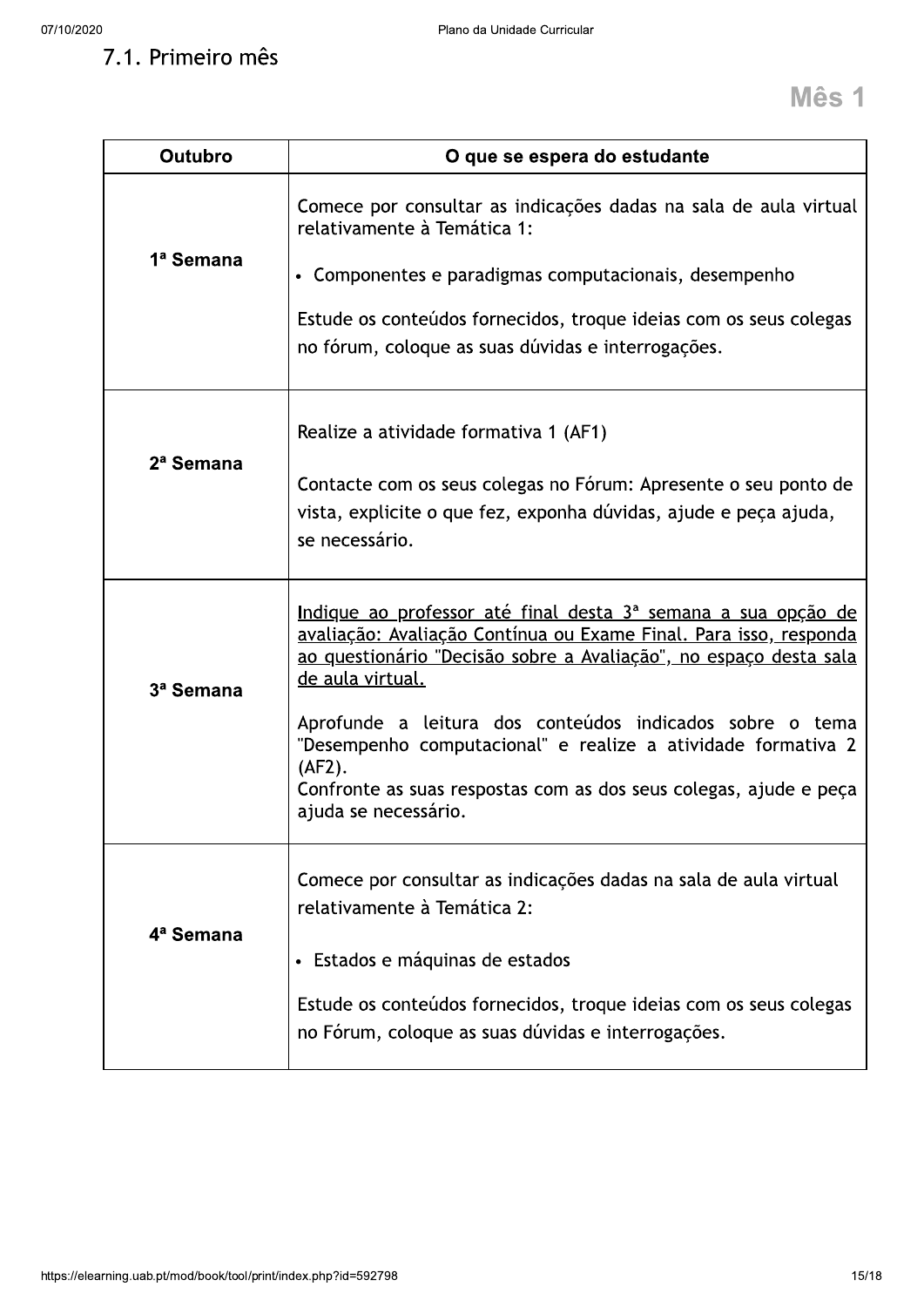## 7.1. Primeiro mês

**Mês 1**

| Outubro | O que se espera do estudante |
|---|---|
| **1ª Semana** | Comece por consultar as indicações dadas na sala de aula virtual relativamente à Temática 1:<br><br>• Componentes e paradigmas computacionais, desempenho<br><br>Estude os conteúdos fornecidos, troque ideias com os seus colegas no fórum, coloque as suas dúvidas e interrogações. |
| **2ª Semana** | Realize a atividade formativa 1 (AF1)<br><br>Contacte com os seus colegas no Fórum: Apresente o seu ponto de vista, explicite o que fez, exponha dúvidas, ajude e peça ajuda, se necessário. |
| **3ª Semana** | <u>Indique ao professor até final desta 3ª semana a sua opção de avaliação: Avaliação Contínua ou Exame Final. Para isso, responda ao questionário "Decisão sobre a Avaliação", no espaço desta sala de aula virtual.</u><br><br>Aprofunde a leitura dos conteúdos indicados sobre o tema "Desempenho computacional" e realize a atividade formativa 2 (AF2).<br>Confronte as suas respostas com as dos seus colegas, ajude e peça ajuda se necessário. |
| **4ª Semana** | Comece por consultar as indicações dadas na sala de aula virtual relativamente à Temática 2:<br><br>• Estados e máquinas de estados<br><br>Estude os conteúdos fornecidos, troque ideias com os seus colegas no Fórum, coloque as suas dúvidas e interrogações. |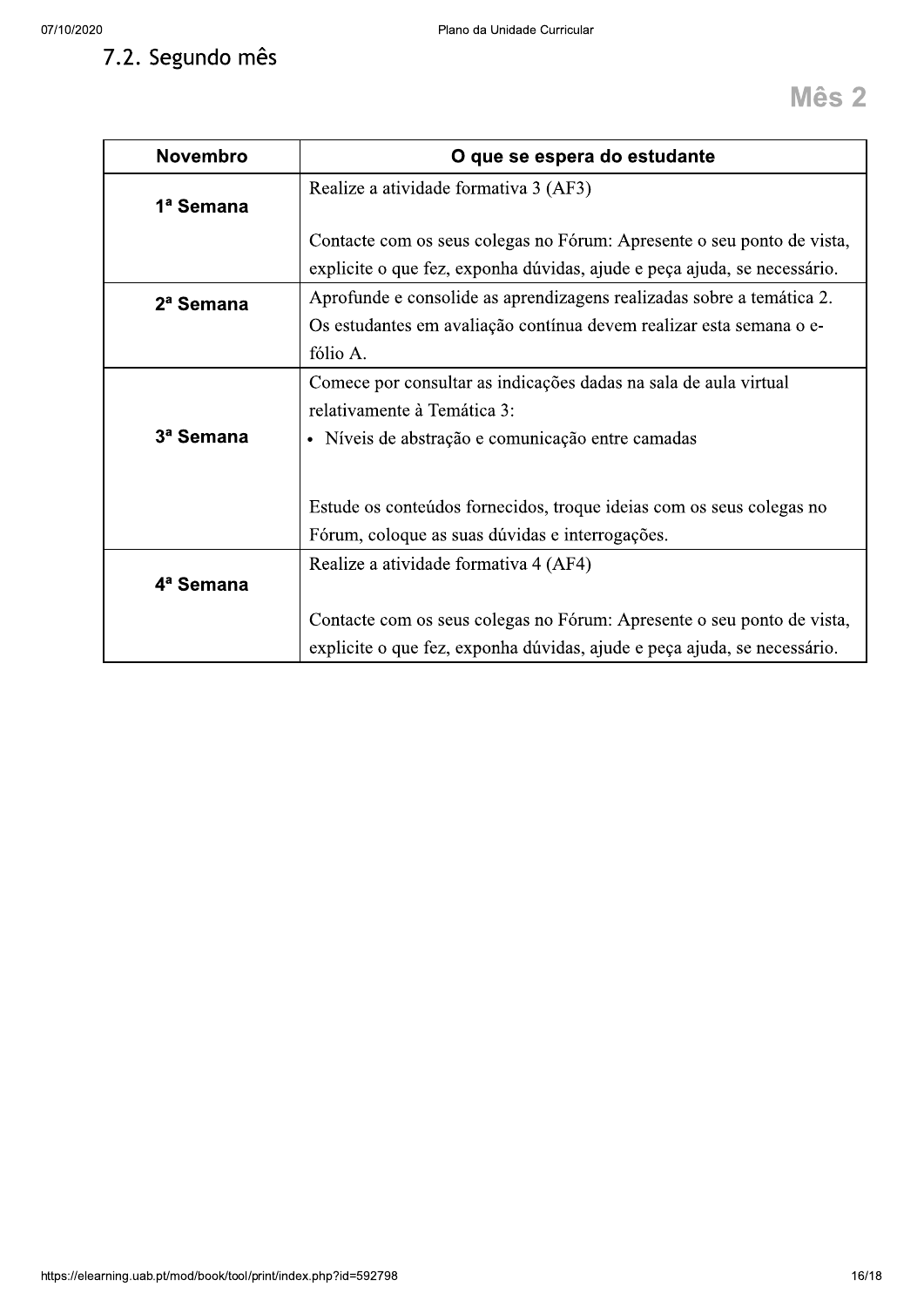## 7.2. Segundo mês

**Mês 2**

| Novembro | O que se espera do estudante |
|---|---|
| 1ª Semana | Realize a atividade formativa 3 (AF3)<br><br>Contacte com os seus colegas no Fórum: Apresente o seu ponto de vista, explicite o que fez, exponha dúvidas, ajude e peça ajuda, se necessário. |
| 2ª Semana | Aprofunde e consolide as aprendizagens realizadas sobre a temática 2. Os estudantes em avaliação contínua devem realizar esta semana o e-fólio A. |
| 3ª Semana | Comece por consultar as indicações dadas na sala de aula virtual relativamente à Temática 3:<br>• Níveis de abstração e comunicação entre camadas<br><br>Estude os conteúdos fornecidos, troque ideias com os seus colegas no Fórum, coloque as suas dúvidas e interrogações. |
| 4ª Semana | Realize a atividade formativa 4 (AF4)<br><br>Contacte com os seus colegas no Fórum: Apresente o seu ponto de vista, explicite o que fez, exponha dúvidas, ajude e peça ajuda, se necessário. |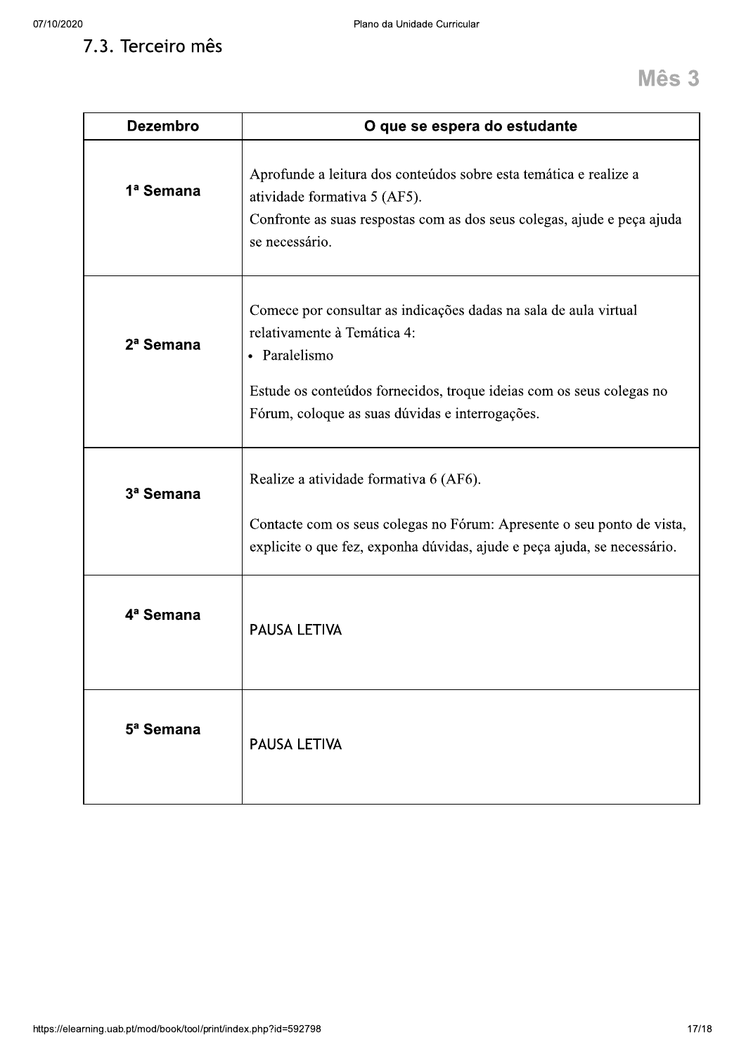## 7.3. Terceiro mês

**Mês 3**

| Dezembro | O que se espera do estudante |
|---|---|
| 1ª Semana | Aprofunde a leitura dos conteúdos sobre esta temática e realize a atividade formativa 5 (AF5).<br>Confronte as suas respostas com as dos seus colegas, ajude e peça ajuda se necessário. |
| 2ª Semana | Comece por consultar as indicações dadas na sala de aula virtual relativamente à Temática 4:<br>• Paralelismo<br><br>Estude os conteúdos fornecidos, troque ideias com os seus colegas no Fórum, coloque as suas dúvidas e interrogações. |
| 3ª Semana | Realize a atividade formativa 6 (AF6).<br><br>Contacte com os seus colegas no Fórum: Apresente o seu ponto de vista, explicite o que fez, exponha dúvidas, ajude e peça ajuda, se necessário. |
| 4ª Semana | PAUSA LETIVA |
| 5ª Semana | PAUSA LETIVA |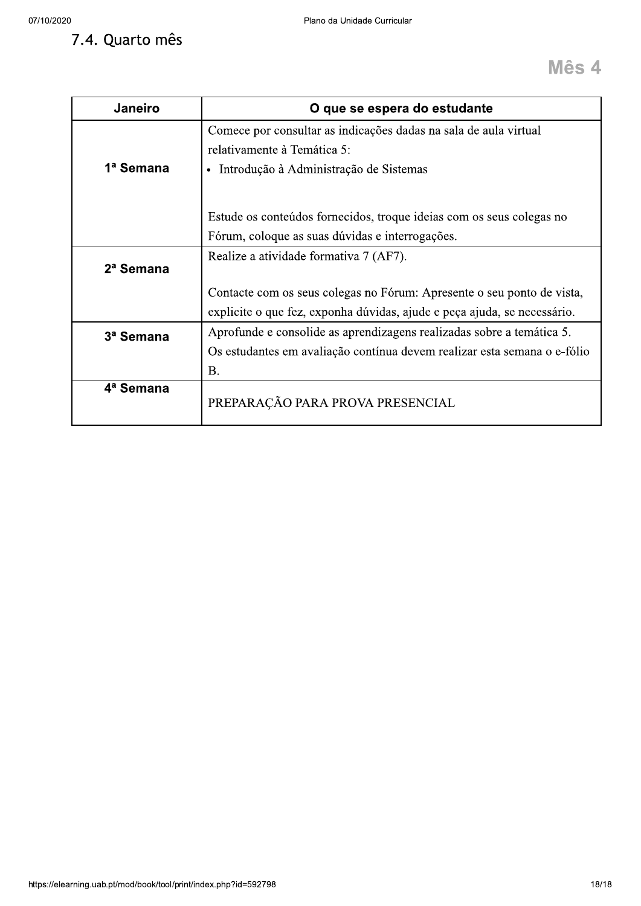## 7.4. Quarto mês

**Mês 4**

| Janeiro | O que se espera do estudante |
|---|---|
| 1ª Semana | Comece por consultar as indicações dadas na sala de aula virtual relativamente à Temática 5:<br>• Introdução à Administração de Sistemas<br><br>Estude os conteúdos fornecidos, troque ideias com os seus colegas no Fórum, coloque as suas dúvidas e interrogações. |
| 2ª Semana | Realize a atividade formativa 7 (AF7).<br><br>Contacte com os seus colegas no Fórum: Apresente o seu ponto de vista, explicite o que fez, exponha dúvidas, ajude e peça ajuda, se necessário. |
| 3ª Semana | Aprofunde e consolide as aprendizagens realizadas sobre a temática 5.<br>Os estudantes em avaliação contínua devem realizar esta semana o e-fólio B. |
| 4ª Semana | PREPARAÇÃO PARA PROVA PRESENCIAL |